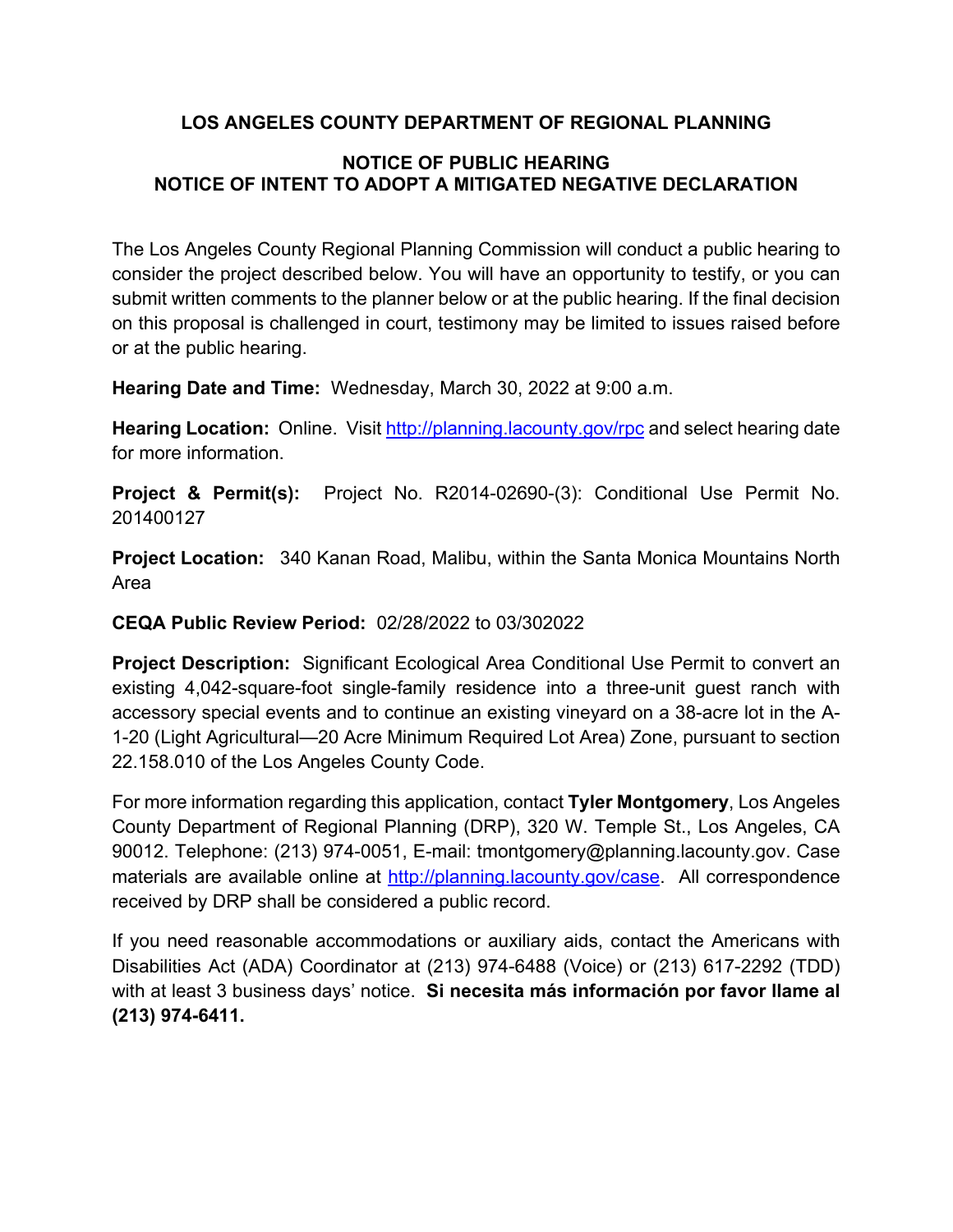## LOS ANGELES COUNTY DEPARTMENT OF REGIONAL PLANNING

## NOTICE OF PUBLIC HEARING
## NOTICE OF INTENT TO ADOPT A MITIGATED NEGATIVE DECLARATION

The Los Angeles County Regional Planning Commission will conduct a public hearing to consider the project described below. You will have an opportunity to testify, or you can submit written comments to the planner below or at the public hearing. If the final decision on this proposal is challenged in court, testimony may be limited to issues raised before or at the public hearing.

**Hearing Date and Time:** Wednesday, March 30, 2022 at 9:00 a.m.

**Hearing Location:** Online. Visit http://planning.lacounty.gov/rpc and select hearing date for more information.

**Project & Permit(s):** Project No. R2014-02690-(3): Conditional Use Permit No. 201400127

**Project Location:** 340 Kanan Road, Malibu, within the Santa Monica Mountains North Area

**CEQA Public Review Period:** 02/28/2022 to 03/302022

**Project Description:** Significant Ecological Area Conditional Use Permit to convert an existing 4,042-square-foot single-family residence into a three-unit guest ranch with accessory special events and to continue an existing vineyard on a 38-acre lot in the A-1-20 (Light Agricultural—20 Acre Minimum Required Lot Area) Zone, pursuant to section 22.158.010 of the Los Angeles County Code.

For more information regarding this application, contact **Tyler Montgomery**, Los Angeles County Department of Regional Planning (DRP), 320 W. Temple St., Los Angeles, CA 90012. Telephone: (213) 974-0051, E-mail: tmontgomery@planning.lacounty.gov. Case materials are available online at http://planning.lacounty.gov/case. All correspondence received by DRP shall be considered a public record.

If you need reasonable accommodations or auxiliary aids, contact the Americans with Disabilities Act (ADA) Coordinator at (213) 974-6488 (Voice) or (213) 617-2292 (TDD) with at least 3 business days' notice. **Si necesita más información por favor llame al (213) 974-6411.**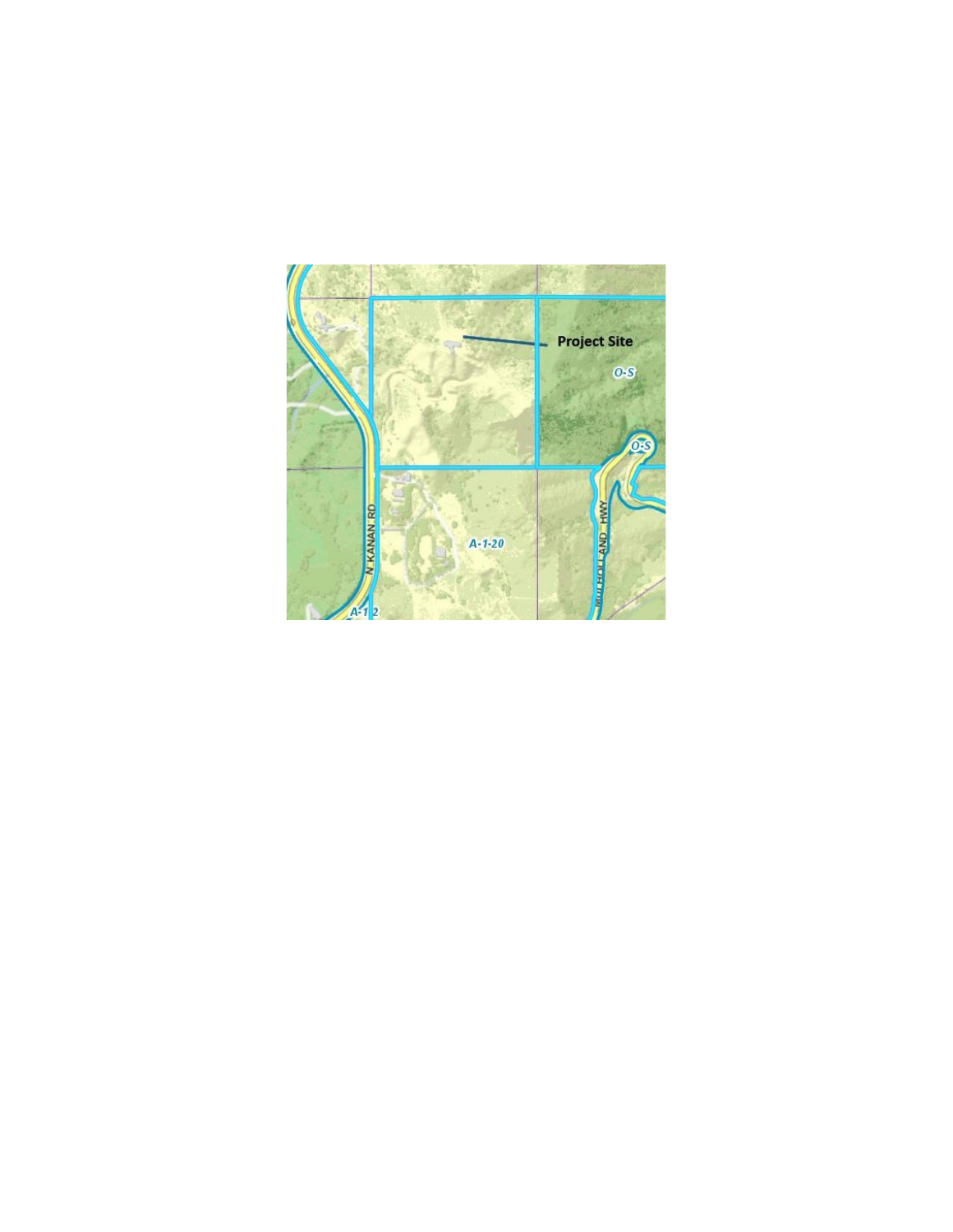Project Site

O-S

O-S

N KANAN RD

A-1-20

MULHOLLAND HWY

A-1-2